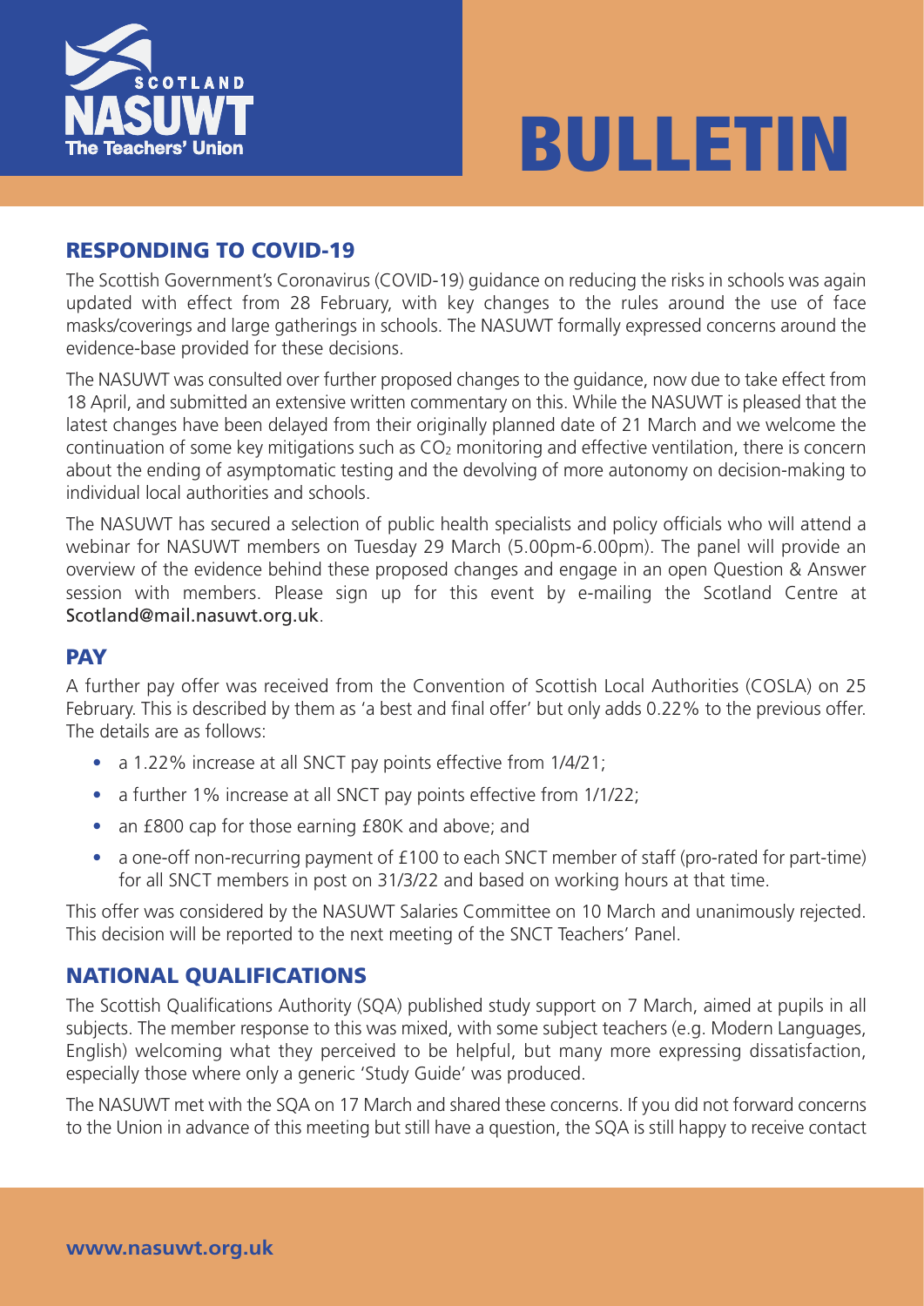# BULLETIN

NASUWT Scotland – The Teachers' Union

## RESPONDING TO COVID-19

The Scottish Government's Coronavirus (COVID-19) guidance on reducing the risks in schools was again updated with effect from 28 February, with key changes to the rules around the use of face masks/coverings and large gatherings in schools. The NASUWT formally expressed concerns around the evidence-base provided for these decisions.

The NASUWT was consulted over further proposed changes to the guidance, now due to take effect from 18 April, and submitted an extensive written commentary on this. While the NASUWT is pleased that the latest changes have been delayed from their originally planned date of 21 March and we welcome the continuation of some key mitigations such as $CO_2$ monitoring and effective ventilation, there is concern about the ending of asymptomatic testing and the devolving of more autonomy on decision-making to individual local authorities and schools.

The NASUWT has secured a selection of public health specialists and policy officials who will attend a webinar for NASUWT members on Tuesday 29 March (5.00pm-6.00pm). The panel will provide an overview of the evidence behind these proposed changes and engage in an open Question & Answer session with members. Please sign up for this event by e-mailing the Scotland Centre at Scotland@mail.nasuwt.org.uk.

## PAY

A further pay offer was received from the Convention of Scottish Local Authorities (COSLA) on 25 February. This is described by them as 'a best and final offer' but only adds 0.22% to the previous offer. The details are as follows:

- a 1.22% increase at all SNCT pay points effective from 1/4/21;
- a further 1% increase at all SNCT pay points effective from 1/1/22;
- an £800 cap for those earning £80K and above; and
- a one-off non-recurring payment of £100 to each SNCT member of staff (pro-rated for part-time) for all SNCT members in post on 31/3/22 and based on working hours at that time.

This offer was considered by the NASUWT Salaries Committee on 10 March and unanimously rejected. This decision will be reported to the next meeting of the SNCT Teachers' Panel.

## NATIONAL QUALIFICATIONS

The Scottish Qualifications Authority (SQA) published study support on 7 March, aimed at pupils in all subjects. The member response to this was mixed, with some subject teachers (e.g. Modern Languages, English) welcoming what they perceived to be helpful, but many more expressing dissatisfaction, especially those where only a generic 'Study Guide' was produced.

The NASUWT met with the SQA on 17 March and shared these concerns. If you did not forward concerns to the Union in advance of this meeting but still have a question, the SQA is still happy to receive contact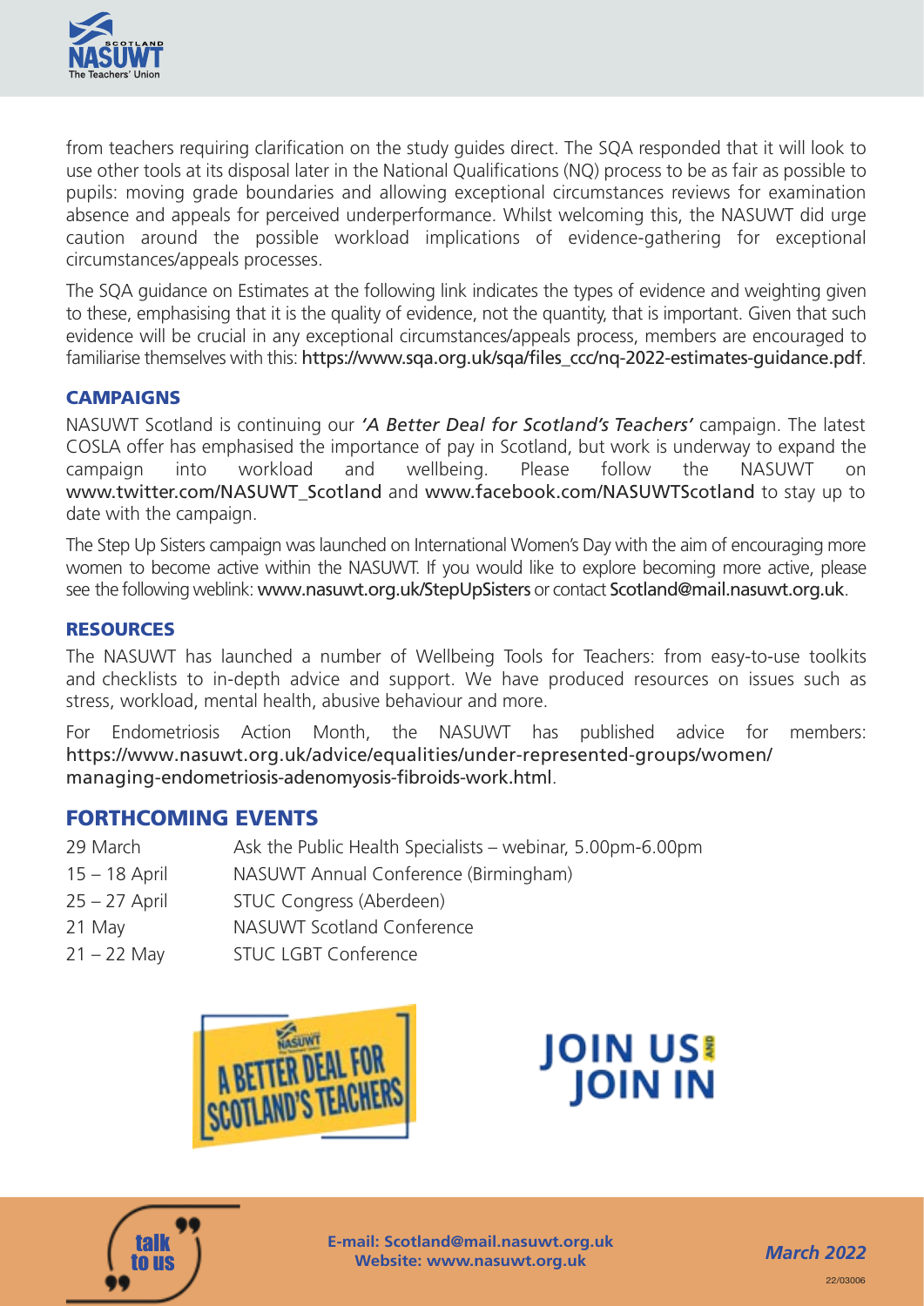from teachers requiring clarification on the study guides direct. The SQA responded that it will look to use other tools at its disposal later in the National Qualifications (NQ) process to be as fair as possible to pupils: moving grade boundaries and allowing exceptional circumstances reviews for examination absence and appeals for perceived underperformance. Whilst welcoming this, the NASUWT did urge caution around the possible workload implications of evidence-gathering for exceptional circumstances/appeals processes.

The SQA guidance on Estimates at the following link indicates the types of evidence and weighting given to these, emphasising that it is the quality of evidence, not the quantity, that is important. Given that such evidence will be crucial in any exceptional circumstances/appeals process, members are encouraged to familiarise themselves with this: https://www.sqa.org.uk/sqa/files_ccc/nq-2022-estimates-guidance.pdf.

## CAMPAIGNS

NASUWT Scotland is continuing our *'A Better Deal for Scotland's Teachers'* campaign. The latest COSLA offer has emphasised the importance of pay in Scotland, but work is underway to expand the campaign into workload and wellbeing. Please follow the NASUWT on www.twitter.com/NASUWT_Scotland and www.facebook.com/NASUWTScotland to stay up to date with the campaign.

The Step Up Sisters campaign was launched on International Women's Day with the aim of encouraging more women to become active within the NASUWT. If you would like to explore becoming more active, please see the following weblink: www.nasuwt.org.uk/StepUpSisters or contact Scotland@mail.nasuwt.org.uk.

## RESOURCES

The NASUWT has launched a number of Wellbeing Tools for Teachers: from easy-to-use toolkits and checklists to in-depth advice and support. We have produced resources on issues such as stress, workload, mental health, abusive behaviour and more.

For Endometriosis Action Month, the NASUWT has published advice for members: https://www.nasuwt.org.uk/advice/equalities/under-represented-groups/women/managing-endometriosis-adenomyosis-fibroids-work.html.

## FORTHCOMING EVENTS

| | |
|---|---|
| 29 March | Ask the Public Health Specialists – webinar, 5.00pm-6.00pm |
| 15 – 18 April | NASUWT Annual Conference (Birmingham) |
| 25 – 27 April | STUC Congress (Aberdeen) |
| 21 May | NASUWT Scotland Conference |
| 21 – 22 May | STUC LGBT Conference |

A BETTER DEAL FOR SCOTLAND'S TEACHERS

JOIN US AND JOIN IN

talk to us

**E-mail: Scotland@mail.nasuwt.org.uk**
**Website: www.nasuwt.org.uk**

*March 2022*

22/03006